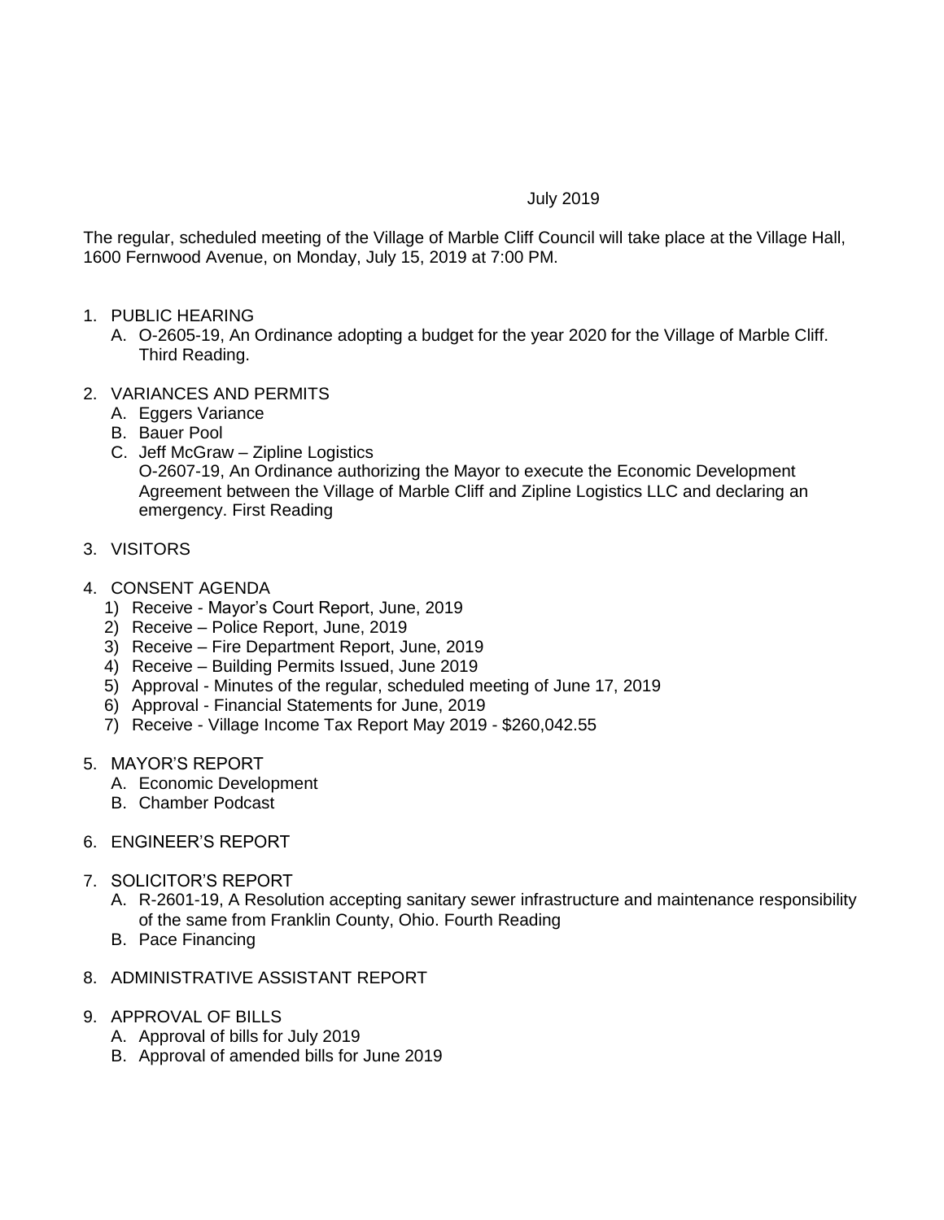July 2019

The regular, scheduled meeting of the Village of Marble Cliff Council will take place at the Village Hall, 1600 Fernwood Avenue, on Monday, July 15, 2019 at 7:00 PM.

1. PUBLIC HEARING
   - A. O-2605-19, An Ordinance adopting a budget for the year 2020 for the Village of Marble Cliff. Third Reading.

2. VARIANCES AND PERMITS
   - A. Eggers Variance
   - B. Bauer Pool
   - C. Jeff McGraw – Zipline Logistics
     O-2607-19, An Ordinance authorizing the Mayor to execute the Economic Development Agreement between the Village of Marble Cliff and Zipline Logistics LLC and declaring an emergency. First Reading

3. VISITORS

4. CONSENT AGENDA
   1) Receive - Mayor's Court Report, June, 2019
   2) Receive – Police Report, June, 2019
   3) Receive – Fire Department Report, June, 2019
   4) Receive – Building Permits Issued, June 2019
   5) Approval - Minutes of the regular, scheduled meeting of June 17, 2019
   6) Approval - Financial Statements for June, 2019
   7) Receive - Village Income Tax Report May 2019 - $260,042.55

5. MAYOR'S REPORT
   - A. Economic Development
   - B. Chamber Podcast

6. ENGINEER'S REPORT

7. SOLICITOR'S REPORT
   - A. R-2601-19, A Resolution accepting sanitary sewer infrastructure and maintenance responsibility of the same from Franklin County, Ohio. Fourth Reading
   - B. Pace Financing

8. ADMINISTRATIVE ASSISTANT REPORT

9. APPROVAL OF BILLS
   - A. Approval of bills for July 2019
   - B. Approval of amended bills for June 2019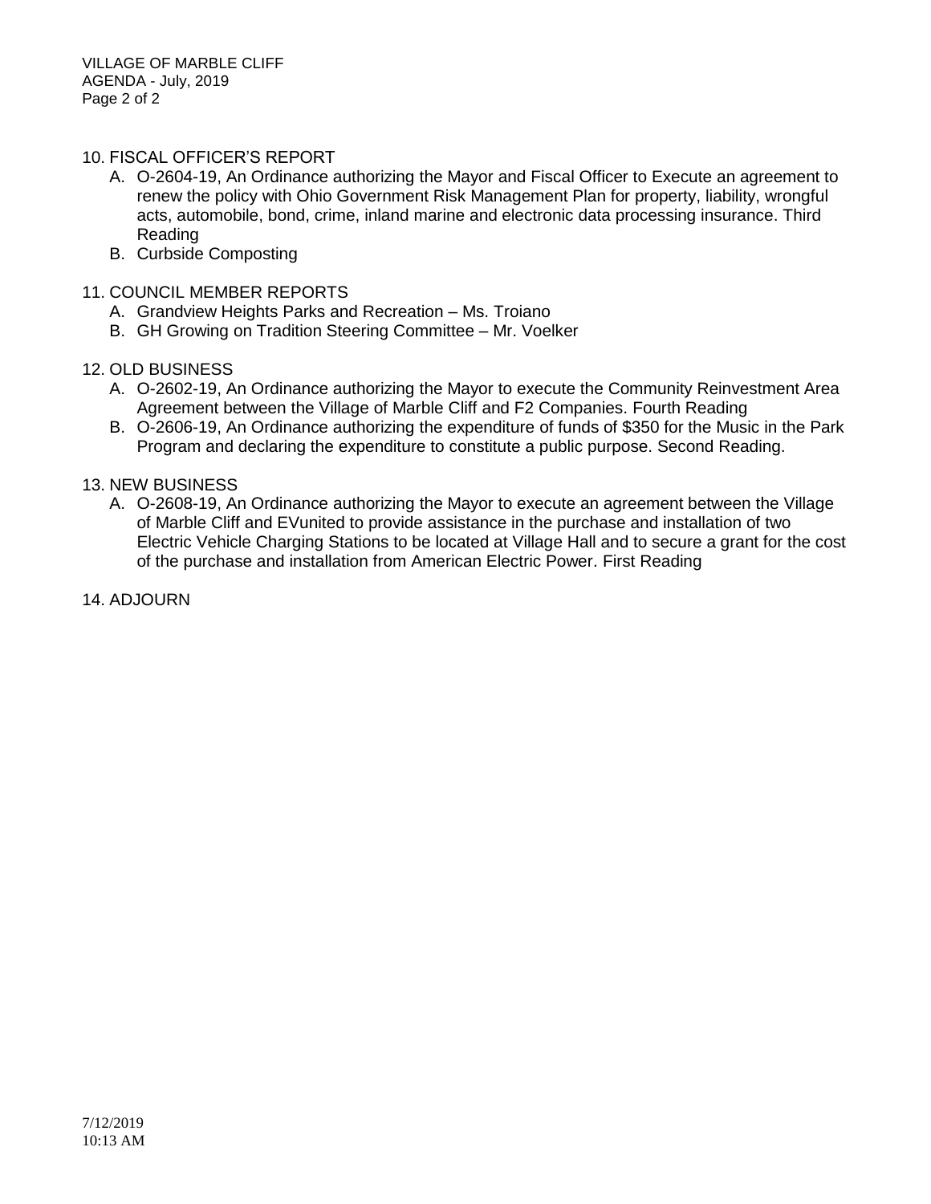10. FISCAL OFFICER'S REPORT
   A. O-2604-19, An Ordinance authorizing the Mayor and Fiscal Officer to Execute an agreement to renew the policy with Ohio Government Risk Management Plan for property, liability, wrongful acts, automobile, bond, crime, inland marine and electronic data processing insurance. Third Reading
   B. Curbside Composting

11. COUNCIL MEMBER REPORTS
   A. Grandview Heights Parks and Recreation – Ms. Troiano
   B. GH Growing on Tradition Steering Committee – Mr. Voelker

12. OLD BUSINESS
   A. O-2602-19, An Ordinance authorizing the Mayor to execute the Community Reinvestment Area Agreement between the Village of Marble Cliff and F2 Companies. Fourth Reading
   B. O-2606-19, An Ordinance authorizing the expenditure of funds of $350 for the Music in the Park Program and declaring the expenditure to constitute a public purpose. Second Reading.

13. NEW BUSINESS
   A. O-2608-19, An Ordinance authorizing the Mayor to execute an agreement between the Village of Marble Cliff and EVunited to provide assistance in the purchase and installation of two Electric Vehicle Charging Stations to be located at Village Hall and to secure a grant for the cost of the purchase and installation from American Electric Power. First Reading

14. ADJOURN

7/12/2019
10:13 AM